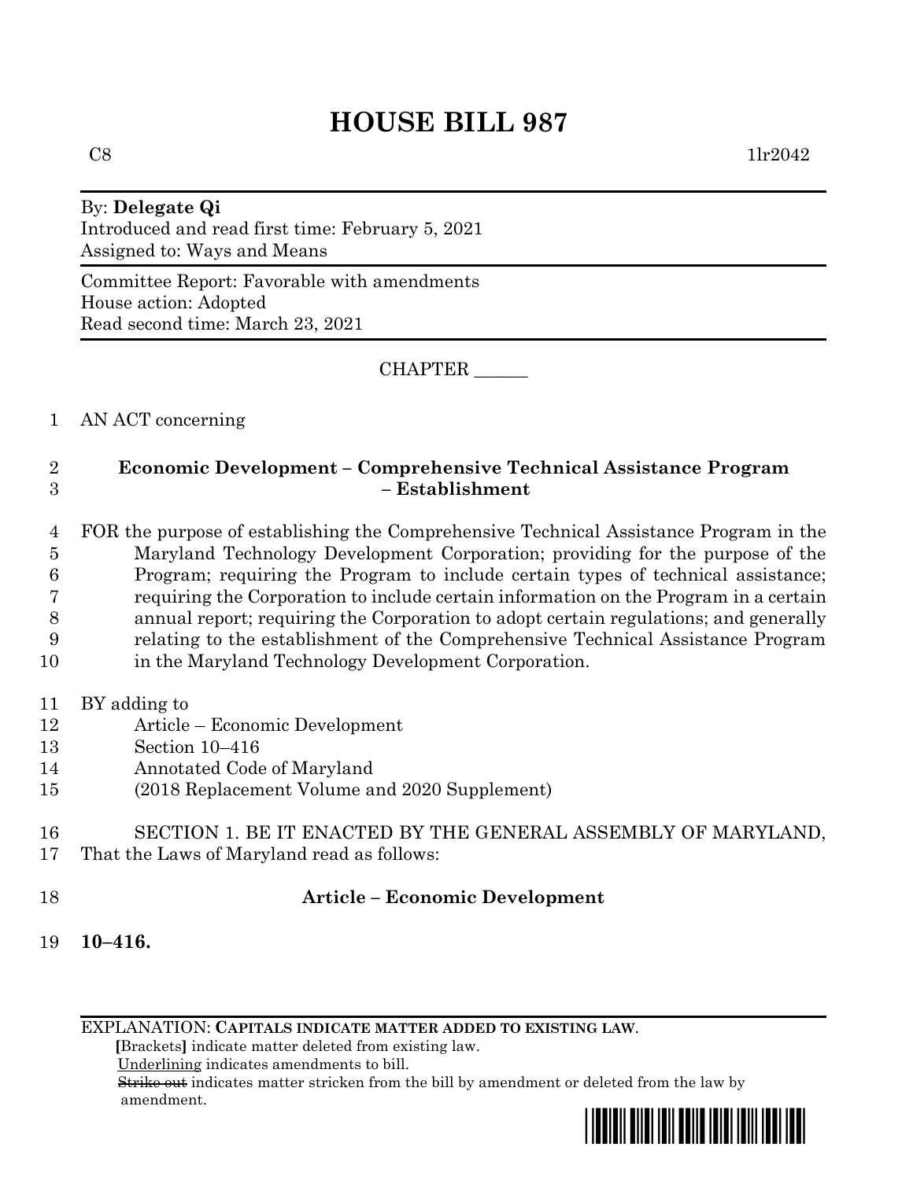# HOUSE BILL 987

C8 1lr2042

By: **Delegate Qi**
Introduced and read first time: February 5, 2021
Assigned to: Ways and Means

Committee Report: Favorable with amendments
House action: Adopted
Read second time: March 23, 2021

CHAPTER ______

1 AN ACT concerning

2 **Economic Development – Comprehensive Technical Assistance Program**
3 **– Establishment**

4 FOR the purpose of establishing the Comprehensive Technical Assistance Program in the
5 Maryland Technology Development Corporation; providing for the purpose of the
6 Program; requiring the Program to include certain types of technical assistance;
7 requiring the Corporation to include certain information on the Program in a certain
8 annual report; requiring the Corporation to adopt certain regulations; and generally
9 relating to the establishment of the Comprehensive Technical Assistance Program
10 in the Maryland Technology Development Corporation.

11 BY adding to
12 Article – Economic Development
13 Section 10–416
14 Annotated Code of Maryland
15 (2018 Replacement Volume and 2020 Supplement)

16 SECTION 1. BE IT ENACTED BY THE GENERAL ASSEMBLY OF MARYLAND,
17 That the Laws of Maryland read as follows:

18 **Article – Economic Development**

19 **10–416.**

EXPLANATION: **CAPITALS INDICATE MATTER ADDED TO EXISTING LAW.**
**[**Brackets**]** indicate matter deleted from existing law.
Underlining indicates amendments to bill.
~~Strike out~~ indicates matter stricken from the bill by amendment or deleted from the law by amendment.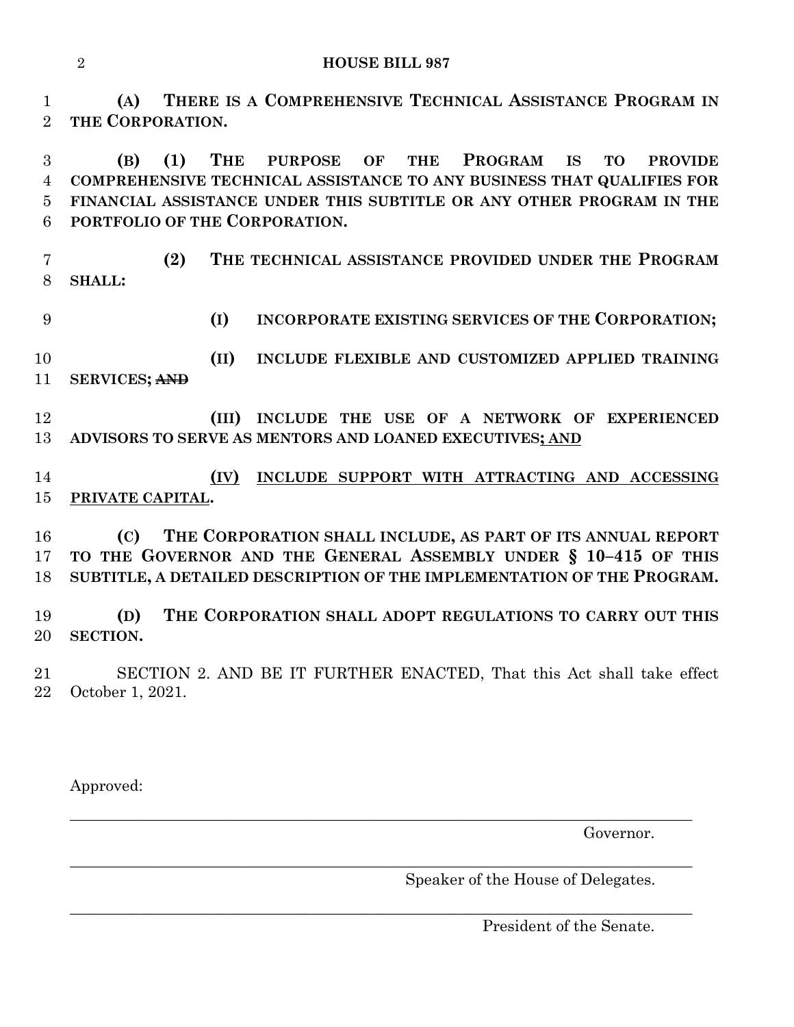**(A) THERE IS A COMPREHENSIVE TECHNICAL ASSISTANCE PROGRAM IN THE CORPORATION.**

**(B) (1) THE PURPOSE OF THE PROGRAM IS TO PROVIDE COMPREHENSIVE TECHNICAL ASSISTANCE TO ANY BUSINESS THAT QUALIFIES FOR FINANCIAL ASSISTANCE UNDER THIS SUBTITLE OR ANY OTHER PROGRAM IN THE PORTFOLIO OF THE CORPORATION.**

**(2) THE TECHNICAL ASSISTANCE PROVIDED UNDER THE PROGRAM SHALL:**

**(I) INCORPORATE EXISTING SERVICES OF THE CORPORATION;**

**(II) INCLUDE FLEXIBLE AND CUSTOMIZED APPLIED TRAINING SERVICES;** ~~**AND**~~

**(III) INCLUDE THE USE OF A NETWORK OF EXPERIENCED ADVISORS TO SERVE AS MENTORS AND LOANED EXECUTIVES**<u>**; AND**</u>

<u>**(IV) INCLUDE SUPPORT WITH ATTRACTING AND ACCESSING PRIVATE CAPITAL**</u>**.**

**(C) THE CORPORATION SHALL INCLUDE, AS PART OF ITS ANNUAL REPORT TO THE GOVERNOR AND THE GENERAL ASSEMBLY UNDER § 10–415 OF THIS SUBTITLE, A DETAILED DESCRIPTION OF THE IMPLEMENTATION OF THE PROGRAM.**

**(D) THE CORPORATION SHALL ADOPT REGULATIONS TO CARRY OUT THIS SECTION.**

SECTION 2. AND BE IT FURTHER ENACTED, That this Act shall take effect October 1, 2021.

Approved:

\_\_\_\_\_\_\_\_\_\_\_\_\_\_\_\_\_\_\_\_\_\_\_\_\_\_\_\_\_\_\_\_\_\_\_\_\_\_\_\_

Governor.

\_\_\_\_\_\_\_\_\_\_\_\_\_\_\_\_\_\_\_\_\_\_\_\_\_\_\_\_\_\_\_\_\_\_\_\_\_\_\_\_

Speaker of the House of Delegates.

\_\_\_\_\_\_\_\_\_\_\_\_\_\_\_\_\_\_\_\_\_\_\_\_\_\_\_\_\_\_\_\_\_\_\_\_\_\_\_\_

President of the Senate.